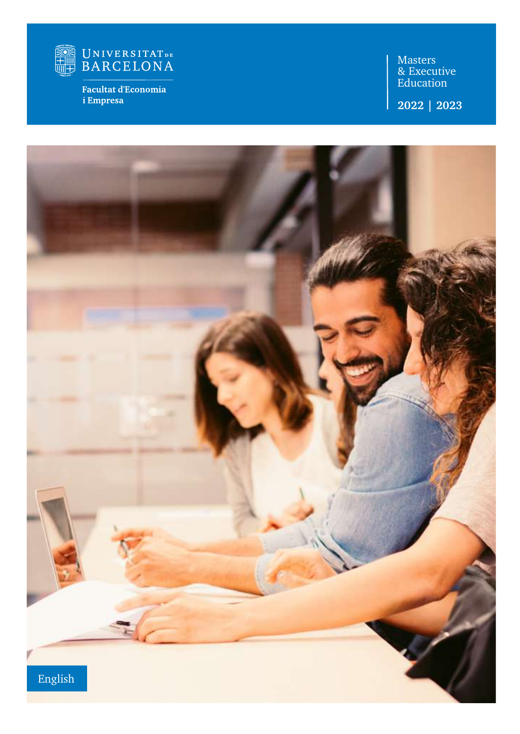Universitat de Barcelona

Facultat d'Economia i Empresa

# Masters & Executive Education

**2022 | 2023**

English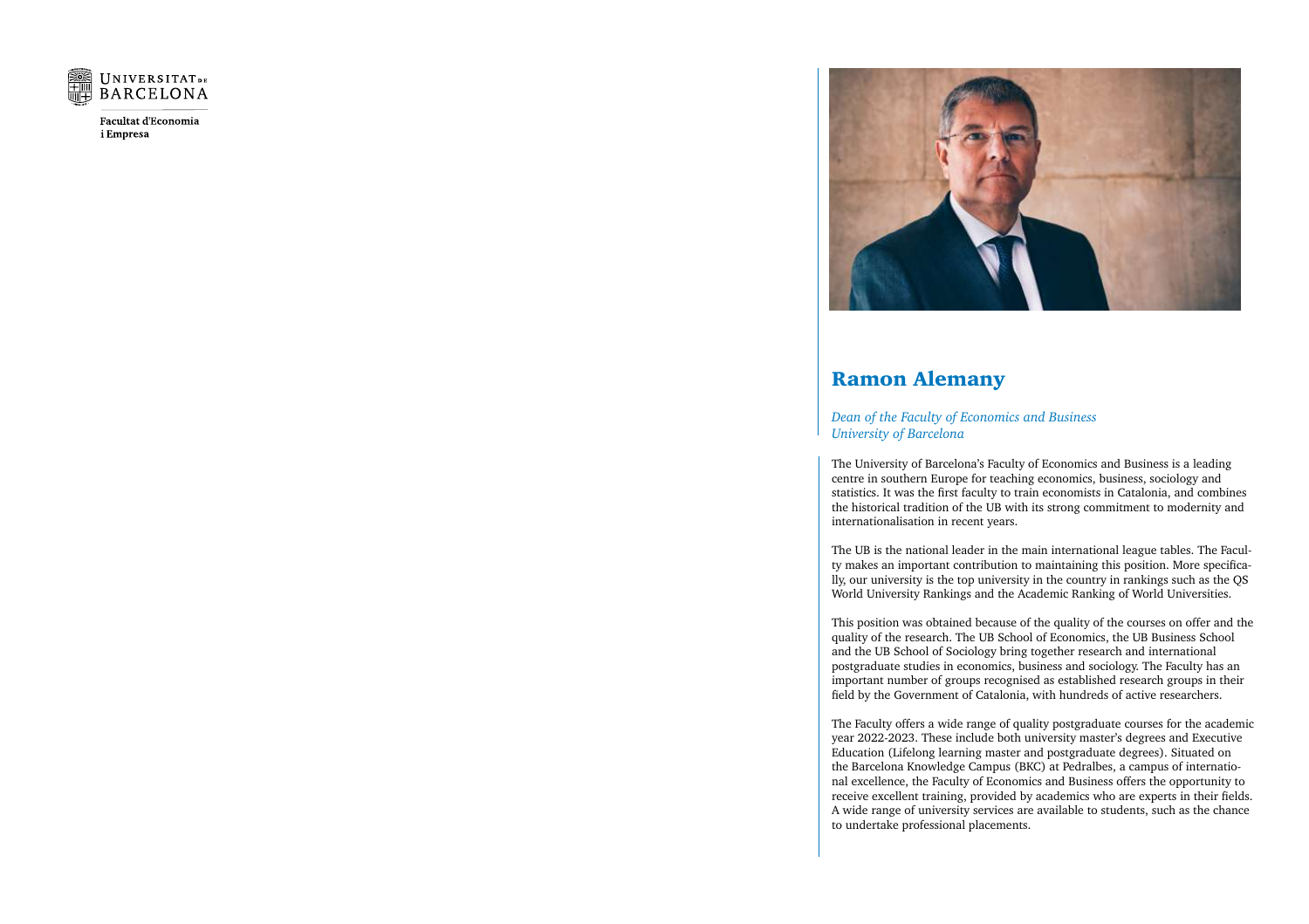Universitat de Barcelona

Facultat d'Economia i Empresa

## Ramon Alemany

*Dean of the Faculty of Economics and Business*
*University of Barcelona*

The University of Barcelona's Faculty of Economics and Business is a leading centre in southern Europe for teaching economics, business, sociology and statistics. It was the first faculty to train economists in Catalonia, and combines the historical tradition of the UB with its strong commitment to modernity and internationalisation in recent years.

The UB is the national leader in the main international league tables. The Faculty makes an important contribution to maintaining this position. More specifically, our university is the top university in the country in rankings such as the QS World University Rankings and the Academic Ranking of World Universities.

This position was obtained because of the quality of the courses on offer and the quality of the research. The UB School of Economics, the UB Business School and the UB School of Sociology bring together research and international postgraduate studies in economics, business and sociology. The Faculty has an important number of groups recognised as established research groups in their field by the Government of Catalonia, with hundreds of active researchers.

The Faculty offers a wide range of quality postgraduate courses for the academic year 2022-2023. These include both university master's degrees and Executive Education (Lifelong learning master and postgraduate degrees). Situated on the Barcelona Knowledge Campus (BKC) at Pedralbes, a campus of international excellence, the Faculty of Economics and Business offers the opportunity to receive excellent training, provided by academics who are experts in their fields. A wide range of university services are available to students, such as the chance to undertake professional placements.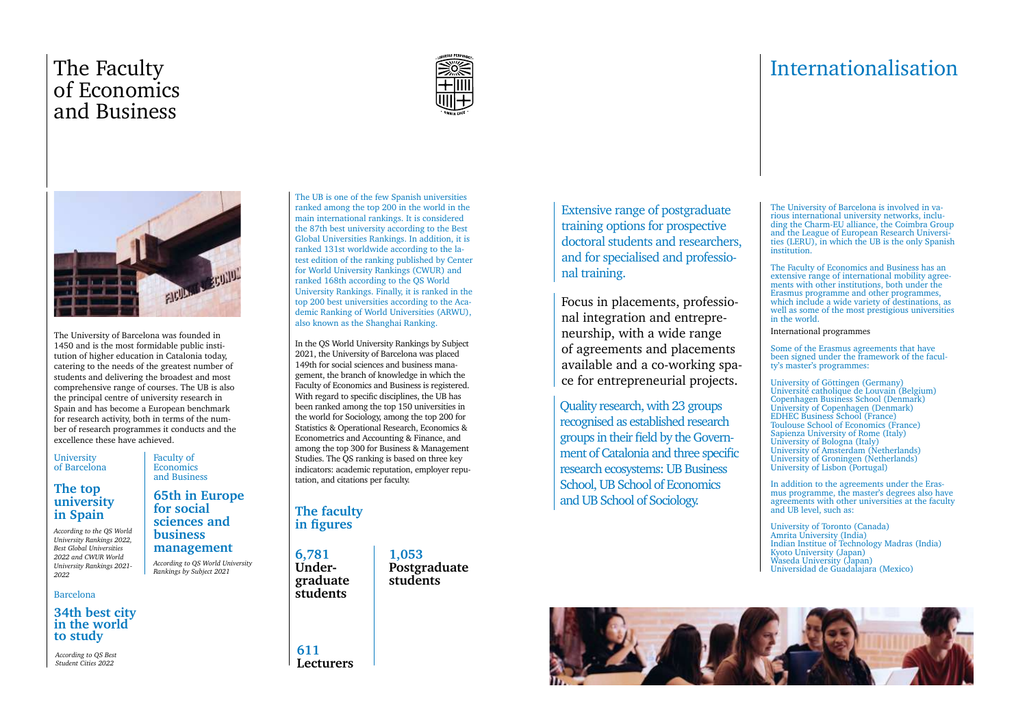# The Faculty of Economics and Business

The University of Barcelona was founded in 1450 and is the most formidable public institution of higher education in Catalonia today, catering to the needs of the greatest number of students and delivering the broadest and most comprehensive range of courses. The UB is also the principal centre of university research in Spain and has become a European benchmark for research activity, both in terms of the number of research programmes it conducts and the excellence these have achieved.

University of Barcelona

### The top university in Spain

*According to the QS World University Rankings 2022, Best Global Universities 2022 and CWUR World University Rankings 2021-2022*

Faculty of Economics and Business

### 65th in Europe for social sciences and business management

*According to QS World University Rankings by Subject 2021*

Barcelona

### 34th best city in the world to study

*According to QS Best Student Cities 2022*

The UB is one of the few Spanish universities ranked among the top 200 in the world in the main international rankings. It is considered the 87th best university according to the Best Global Universities Rankings. In addition, it is ranked 131st worldwide according to the latest edition of the ranking published by Center for World University Rankings (CWUR) and ranked 168th according to the QS World University Rankings. Finally, it is ranked in the top 200 best universities according to the Academic Ranking of World Universities (ARWU), also known as the Shanghai Ranking.

In the QS World University Rankings by Subject 2021, the University of Barcelona was placed 149th for social sciences and business management, the branch of knowledge in which the Faculty of Economics and Business is registered. With regard to specific disciplines, the UB has been ranked among the top 150 universities in the world for Sociology, among the top 200 for Statistics & Operational Research, Economics & Econometrics and Accounting & Finance, and among the top 300 for Business & Management Studies. The QS ranking is based on three key indicators: academic reputation, employer reputation, and citations per faculty.

### The faculty in figures

**6,781**
**Undergraduate students**

**1,053**
**Postgraduate students**

**611**
**Lecturers**

Extensive range of postgraduate training options for prospective doctoral students and researchers, and for specialised and professional training.

Focus in placements, professional integration and entrepreneurship, with a wide range of agreements and placements available and a co-working space for entrepreneurial projects.

Quality research, with 23 groups recognised as established research groups in their field by the Government of Catalonia and three specific research ecosystems: UB Business School, UB School of Economics and UB School of Sociology.

# Internationalisation

The University of Barcelona is involved in various international university networks, including the Charm-EU alliance, the Coimbra Group and the League of European Research Universities (LERU), in which the UB is the only Spanish institution.

The Faculty of Economics and Business has an extensive range of international mobility agreements with other institutions, both under the Erasmus programme and other programmes, which include a wide variety of destinations, as well as some of the most prestigious universities in the world.

International programmes

Some of the Erasmus agreements that have been signed under the framework of the faculty's master's programmes:

University of Göttingen (Germany)
Université catholique de Louvain (Belgium)
Copenhagen Business School (Denmark)
University of Copenhagen (Denmark)
EDHEC Business School (France)
Toulouse School of Economics (France)
Sapienza University of Rome (Italy)
University of Bologna (Italy)
University of Amsterdam (Netherlands)
University of Groningen (Netherlands)
University of Lisbon (Portugal)

In addition to the agreements under the Erasmus programme, the master's degrees also have agreements with other universities at the faculty and UB level, such as:

University of Toronto (Canada)
Amrita University (India)
Indian Institue of Technology Madras (India)
Kyoto University (Japan)
Waseda University (Japan)
Universidad de Guadalajara (Mexico)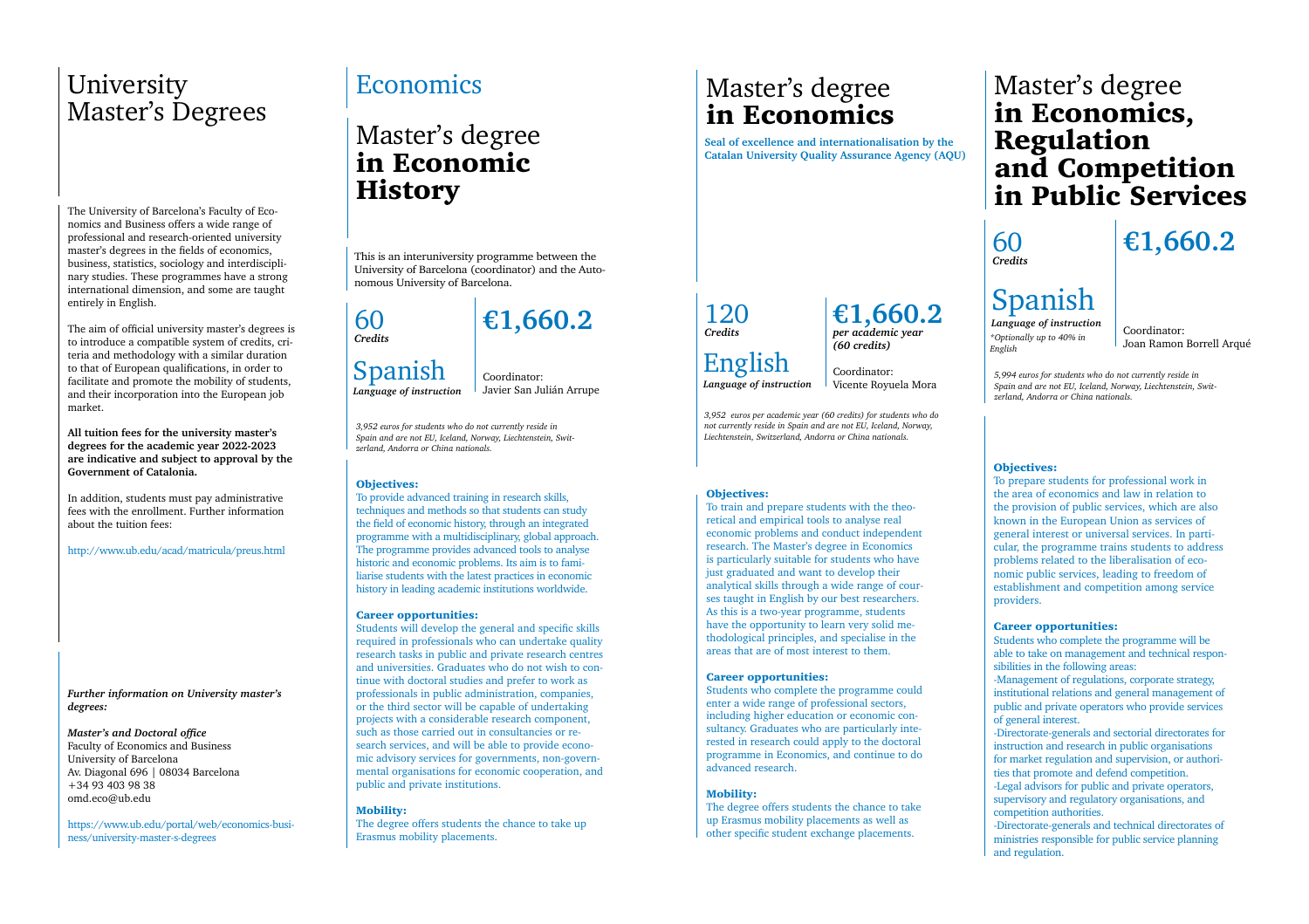# University Master's Degrees

The University of Barcelona's Faculty of Economics and Business offers a wide range of professional and research-oriented university master's degrees in the fields of economics, business, statistics, sociology and interdisciplinary studies. These programmes have a strong international dimension, and some are taught entirely in English.

The aim of official university master's degrees is to introduce a compatible system of credits, criteria and methodology with a similar duration to that of European qualifications, in order to facilitate and promote the mobility of students, and their incorporation into the European job market.

**All tuition fees for the university master's degrees for the academic year 2022-2023 are indicative and subject to approval by the Government of Catalonia.**

In addition, students must pay administrative fees with the enrollment. Further information about the tuition fees:

http://www.ub.edu/acad/matricula/preus.html

***Further information on University master's degrees:***

***Master's and Doctoral office***
Faculty of Economics and Business
University of Barcelona
Av. Diagonal 696 | 08034 Barcelona
+34 93 403 98 38
omd.eco@ub.edu

https://www.ub.edu/portal/web/economics-business/university-master-s-degrees

# Economics

## Master's degree **in Economic History**

This is an interuniversity programme between the University of Barcelona (coordinator) and the Autonomous University of Barcelona.

60
***Credits***

**€1,660.2**

Spanish
***Language of instruction***

Coordinator:
Javier San Julián Arrupe

*3,952 euros for students who do not currently reside in Spain and are not EU, Iceland, Norway, Liechtenstein, Switzerland, Andorra or China nationals.*

**Objectives:**

To provide advanced training in research skills, techniques and methods so that students can study the field of economic history, through an integrated programme with a multidisciplinary, global approach. The programme provides advanced tools to analyse historic and economic problems. Its aim is to familiarise students with the latest practices in economic history in leading academic institutions worldwide.

**Career opportunities:**

Students will develop the general and specific skills required in professionals who can undertake quality research tasks in public and private research centres and universities. Graduates who do not wish to continue with doctoral studies and prefer to work as professionals in public administration, companies, or the third sector will be capable of undertaking projects with a considerable research component, such as those carried out in consultancies or research services, and will be able to provide economic advisory services for governments, non-governmental organisations for economic cooperation, and public and private institutions.

**Mobility:**

The degree offers students the chance to take up Erasmus mobility placements.

## Master's degree **in Economics**

**Seal of excellence and internationalisation by the Catalan University Quality Assurance Agency (AQU)**

120
***Credits***

**€1,660.2**
***per academic year (60 credits)***

English
***Language of instruction***

Coordinator:
Vicente Royuela Mora

*3,952 euros per academic year (60 credits) for students who do not currently reside in Spain and are not EU, Iceland, Norway, Liechtenstein, Switzerland, Andorra or China nationals.*

**Objectives:**

To train and prepare students with the theoretical and empirical tools to analyse real economic problems and conduct independent research. The Master's degree in Economics is particularly suitable for students who have just graduated and want to develop their analytical skills through a wide range of courses taught in English by our best researchers. As this is a two-year programme, students have the opportunity to learn very solid methodological principles, and specialise in the areas that are of most interest to them.

**Career opportunities:**

Students who complete the programme could enter a wide range of professional sectors, including higher education or economic consultancy. Graduates who are particularly interested in research could apply to the doctoral programme in Economics, and continue to do advanced research.

**Mobility:**

The degree offers students the chance to take up Erasmus mobility placements as well as other specific student exchange placements.

## Master's degree **in Economics, Regulation and Competition in Public Services**

60
***Credits***

**€1,660.2**

Spanish
***Language of instruction***
*\*Optionally up to 40% in English*

Coordinator:
Joan Ramon Borrell Arqué

*5,994 euros for students who do not currently reside in Spain and are not EU, Iceland, Norway, Liechtenstein, Switzerland, Andorra or China nationals.*

**Objectives:**

To prepare students for professional work in the area of economics and law in relation to the provision of public services, which are also known in the European Union as services of general interest or universal services. In particular, the programme trains students to address problems related to the liberalisation of economic public services, leading to freedom of establishment and competition among service providers.

**Career opportunities:**

Students who complete the programme will be able to take on management and technical responsibilities in the following areas:

-Management of regulations, corporate strategy, institutional relations and general management of public and private operators who provide services of general interest.

-Directorate-generals and sectorial directorates for instruction and research in public organisations for market regulation and supervision, or authorities that promote and defend competition.

-Legal advisors for public and private operators, supervisory and regulatory organisations, and competition authorities.

-Directorate-generals and technical directorates of ministries responsible for public service planning and regulation.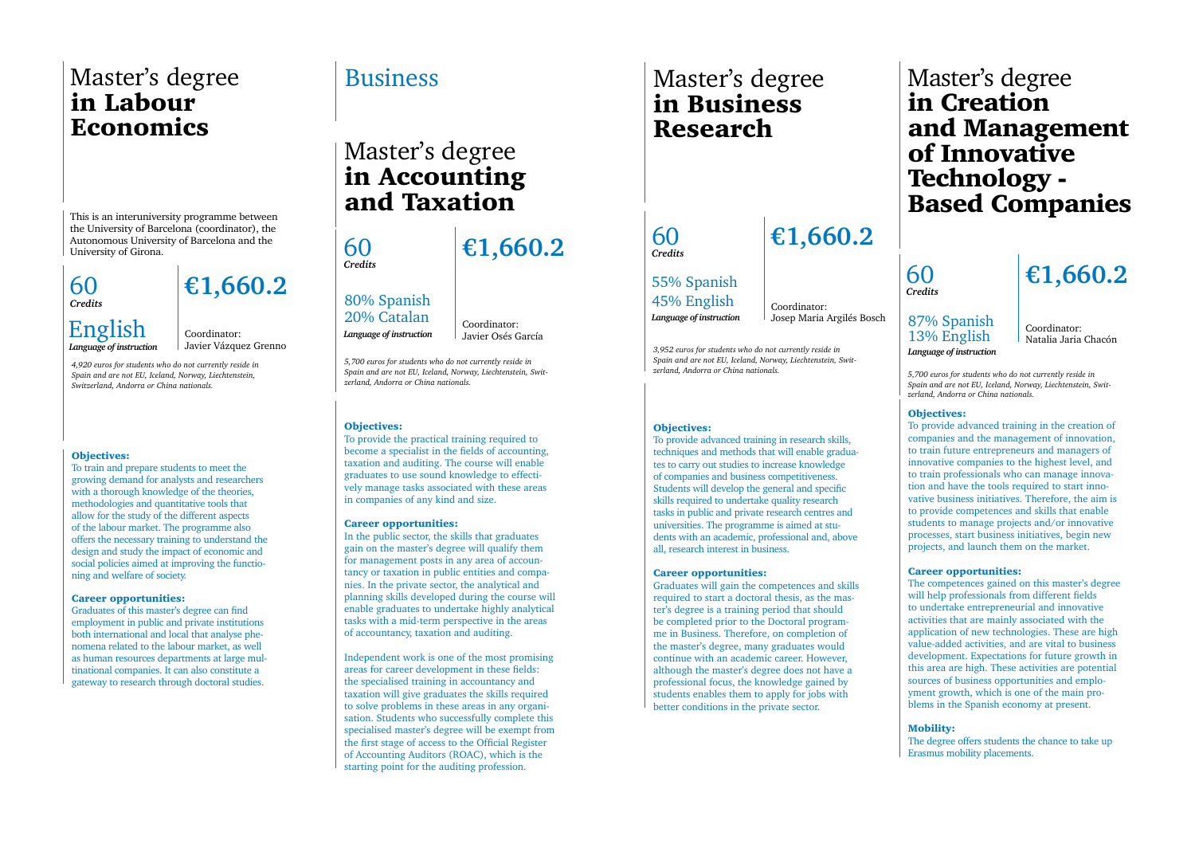# Master's degree **in Labour Economics**

This is an interuniversity programme between the University of Barcelona (coordinator), the Autonomous University of Barcelona and the University of Girona.

60
*Credits*

**€1,660.2**

English
*Language of instruction*

Coordinator:
Javier Vázquez Grenno

*4,920 euros for students who do not currently reside in Spain and are not EU, Iceland, Norway, Liechtenstein, Switzerland, Andorra or China nationals.*

**Objectives:**
To train and prepare students to meet the growing demand for analysts and researchers with a thorough knowledge of the theories, methodologies and quantitative tools that allow for the study of the different aspects of the labour market. The programme also offers the necessary training to understand the design and study the impact of economic and social policies aimed at improving the functioning and welfare of society.

**Career opportunities:**
Graduates of this master's degree can find employment in public and private institutions both international and local that analyse phenomena related to the labour market, as well as human resources departments at large multinational companies. It can also constitute a gateway to research through doctoral studies.

# Business

## Master's degree **in Accounting and Taxation**

60
*Credits*

**€1,660.2**

80% Spanish
20% Catalan
*Language of instruction*

Coordinator:
Javier Osés García

*5,700 euros for students who do not currently reside in Spain and are not EU, Iceland, Norway, Liechtenstein, Switzerland, Andorra or China nationals.*

**Objectives:**
To provide the practical training required to become a specialist in the fields of accounting, taxation and auditing. The course will enable graduates to use sound knowledge to effectively manage tasks associated with these areas in companies of any kind and size.

**Career opportunities:**
In the public sector, the skills that graduates gain on the master's degree will qualify them for management posts in any area of accountancy or taxation in public entities and companies. In the private sector, the analytical and planning skills developed during the course will enable graduates to undertake highly analytical tasks with a mid-term perspective in the areas of accountancy, taxation and auditing.

Independent work is one of the most promising areas for career development in these fields: the specialised training in accountancy and taxation will give graduates the skills required to solve problems in these areas in any organisation. Students who successfully complete this specialised master's degree will be exempt from the first stage of access to the Official Register of Accounting Auditors (ROAC), which is the starting point for the auditing profession.

# Master's degree **in Business Research**

60
*Credits*

**€1,660.2**

55% Spanish
45% English
*Language of instruction*

Coordinator:
Josep Maria Argilés Bosch

*3,952 euros for students who do not currently reside in Spain and are not EU, Iceland, Norway, Liechtenstein, Switzerland, Andorra or China nationals.*

**Objectives:**
To provide advanced training in research skills, techniques and methods that will enable graduates to carry out studies to increase knowledge of companies and business competitiveness. Students will develop the general and specific skills required to undertake quality research tasks in public and private research centres and universities. The programme is aimed at students with an academic, professional and, above all, research interest in business.

**Career opportunities:**
Graduates will gain the competences and skills required to start a doctoral thesis, as the master's degree is a training period that should be completed prior to the Doctoral programme in Business. Therefore, on completion of the master's degree, many graduates would continue with an academic career. However, although the master's degree does not have a professional focus, the knowledge gained by students enables them to apply for jobs with better conditions in the private sector.

# Master's degree **in Creation and Management of Innovative Technology - Based Companies**

60
*Credits*

**€1,660.2**

87% Spanish
13% English
*Language of instruction*

Coordinator:
Natalia Jaria Chacón

*5,700 euros for students who do not currently reside in Spain and are not EU, Iceland, Norway, Liechtenstein, Switzerland, Andorra or China nationals.*

**Objectives:**
To provide advanced training in the creation of companies and the management of innovation, to train future entrepreneurs and managers of innovative companies to the highest level, and to train professionals who can manage innovation and have the tools required to start innovative business initiatives. Therefore, the aim is to provide competences and skills that enable students to manage projects and/or innovative processes, start business initiatives, begin new projects, and launch them on the market.

**Career opportunities:**
The competences gained on this master's degree will help professionals from different fields to undertake entrepreneurial and innovative activities that are mainly associated with the application of new technologies. These are high value-added activities, and are vital to business development. Expectations for future growth in this area are high. These activities are potential sources of business opportunities and employment growth, which is one of the main problems in the Spanish economy at present.

**Mobility:**
The degree offers students the chance to take up Erasmus mobility placements.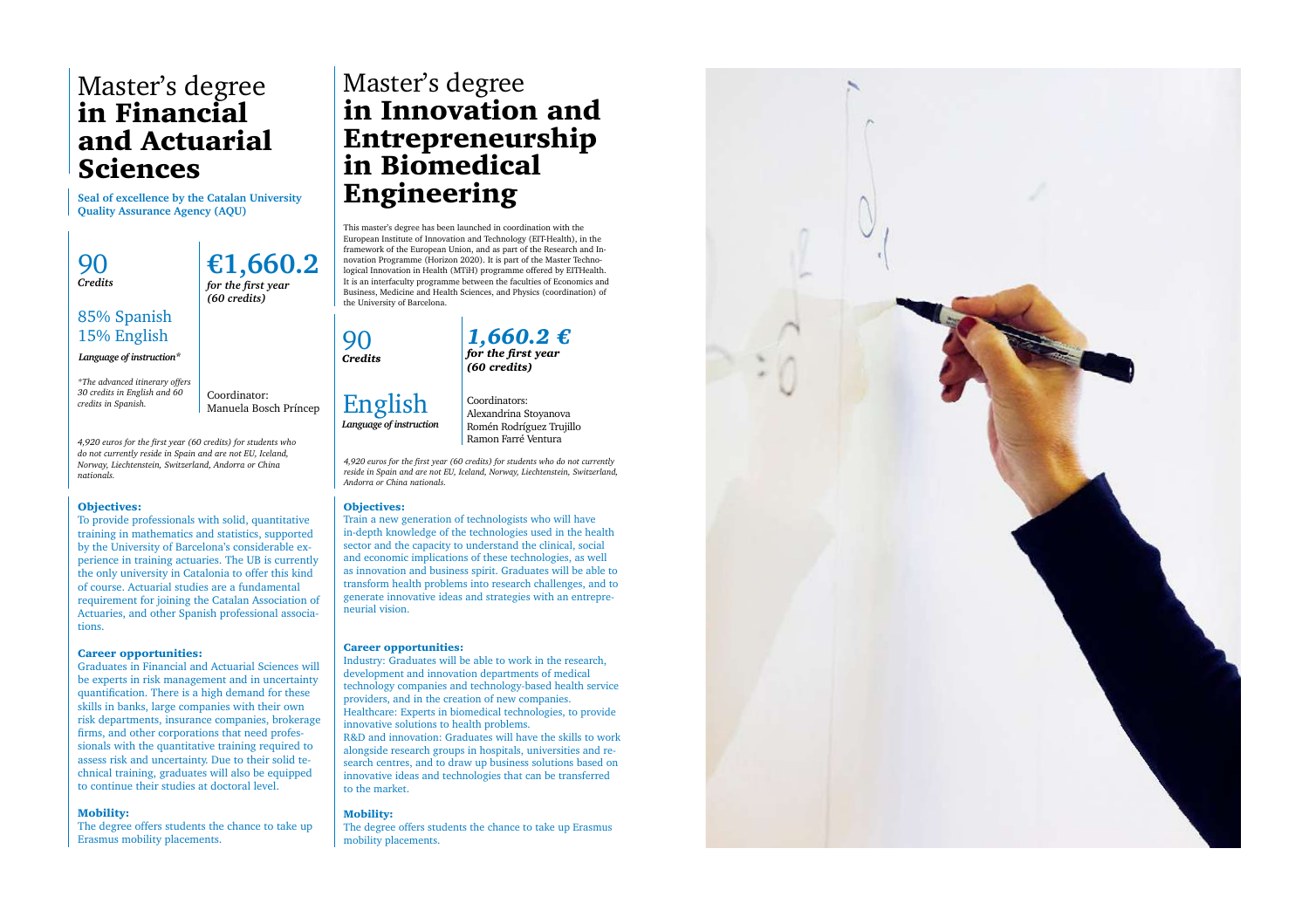# Master's degree **in Financial and Actuarial Sciences**

**Seal of excellence by the Catalan University Quality Assurance Agency (AQU)**

90
***Credits***

**€1,660.2**
***for the first year (60 credits)***

85% Spanish
15% English
***Language of instruction****

**The advanced itinerary offers 30 credits in English and 60 credits in Spanish.*

Coordinator:
Manuela Bosch Príncep

*4,920 euros for the first year (60 credits) for students who do not currently reside in Spain and are not EU, Iceland, Norway, Liechtenstein, Switzerland, Andorra or China nationals.*

**Objectives:**

To provide professionals with solid, quantitative training in mathematics and statistics, supported by the University of Barcelona's considerable experience in training actuaries. The UB is currently the only university in Catalonia to offer this kind of course. Actuarial studies are a fundamental requirement for joining the Catalan Association of Actuaries, and other Spanish professional associations.

**Career opportunities:**

Graduates in Financial and Actuarial Sciences will be experts in risk management and in uncertainty quantification. There is a high demand for these skills in banks, large companies with their own risk departments, insurance companies, brokerage firms, and other corporations that need professionals with the quantitative training required to assess risk and uncertainty. Due to their solid technical training, graduates will also be equipped to continue their studies at doctoral level.

**Mobility:**

The degree offers students the chance to take up Erasmus mobility placements.

# Master's degree **in Innovation and Entrepreneurship in Biomedical Engineering**

This master's degree has been launched in coordination with the European Institute of Innovation and Technology (EIT-Health), in the framework of the European Union, and as part of the Research and Innovation Programme (Horizon 2020). It is part of the Master Technological Innovation in Health (MTiH) programme offered by EITHealth. It is an interfaculty programme between the faculties of Economics and Business, Medicine and Health Sciences, and Physics (coordination) of the University of Barcelona.

90
***Credits***

***1,660.2 €***
***for the first year (60 credits)***

English
***Language of instruction***

Coordinators:
Alexandrina Stoyanova
Romén Rodríguez Trujillo
Ramon Farré Ventura

*4,920 euros for the first year (60 credits) for students who do not currently reside in Spain and are not EU, Iceland, Norway, Liechtenstein, Switzerland, Andorra or China nationals.*

**Objectives:**

Train a new generation of technologists who will have in-depth knowledge of the technologies used in the health sector and the capacity to understand the clinical, social and economic implications of these technologies, as well as innovation and business spirit. Graduates will be able to transform health problems into research challenges, and to generate innovative ideas and strategies with an entrepreneurial vision.

**Career opportunities:**

Industry: Graduates will be able to work in the research, development and innovation departments of medical technology companies and technology-based health service providers, and in the creation of new companies.
Healthcare: Experts in biomedical technologies, to provide innovative solutions to health problems.
R&D and innovation: Graduates will have the skills to work alongside research groups in hospitals, universities and research centres, and to draw up business solutions based on innovative ideas and technologies that can be transferred to the market.

**Mobility:**

The degree offers students the chance to take up Erasmus mobility placements.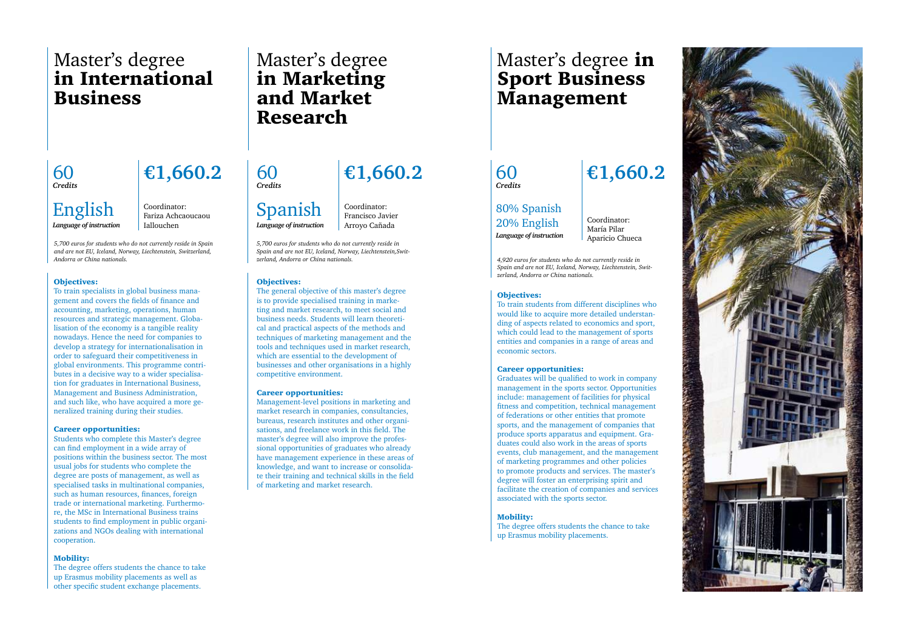# Master's degree **in International Business**

60
***Credits***

**€1,660.2**

English
***Language of instruction***

Coordinator:
Fariza Achcaoucaou Iallouchen

*5,700 euros for students who do not currently reside in Spain and are not EU, Iceland, Norway, Liechtenstein, Switzerland, Andorra or China nationals.*

### Objectives:

To train specialists in global business management and covers the fields of finance and accounting, marketing, operations, human resources and strategic management. Globalisation of the economy is a tangible reality nowadays. Hence the need for companies to develop a strategy for internationalisation in order to safeguard their competitiveness in global environments. This programme contributes in a decisive way to a wider specialisation for graduates in International Business, Management and Business Administration, and such like, who have acquired a more generalized training during their studies.

### Career opportunities:

Students who complete this Master's degree can find employment in a wide array of positions within the business sector. The most usual jobs for students who complete the degree are posts of management, as well as specialised tasks in multinational companies, such as human resources, finances, foreign trade or international marketing. Furthermore, the MSc in International Business trains students to find employment in public organizations and NGOs dealing with international cooperation.

### Mobility:

The degree offers students the chance to take up Erasmus mobility placements as well as other specific student exchange placements.

# Master's degree **in Marketing and Market Research**

60
***Credits***

**€1,660.2**

Spanish
***Language of instruction***

Coordinator:
Francisco Javier Arroyo Cañada

*5,700 euros for students who do not currently reside in Spain and are not EU, Iceland, Norway, Liechtenstein,Switzerland, Andorra or China nationals.*

### Objectives:

The general objective of this master's degree is to provide specialised training in marketing and market research, to meet social and business needs. Students will learn theoretical and practical aspects of the methods and techniques of marketing management and the tools and techniques used in market research, which are essential to the development of businesses and other organisations in a highly competitive environment.

### Career opportunities:

Management-level positions in marketing and market research in companies, consultancies, bureaus, research institutes and other organisations, and freelance work in this field. The master's degree will also improve the professional opportunities of graduates who already have management experience in these areas of knowledge, and want to increase or consolidate their training and technical skills in the field of marketing and market research.

# Master's degree **in Sport Business Management**

60
***Credits***

**€1,660.2**

80% Spanish
20% English
***Language of instruction***

Coordinator:
María Pilar Aparicio Chueca

*4,920 euros for students who do not currently reside in Spain and are not EU, Iceland, Norway, Liechtenstein, Switzerland, Andorra or China nationals.*

### Objectives:

To train students from different disciplines who would like to acquire more detailed understanding of aspects related to economics and sport, which could lead to the management of sports entities and companies in a range of areas and economic sectors.

### Career opportunities:

Graduates will be qualified to work in company management in the sports sector. Opportunities include: management of facilities for physical fitness and competition, technical management of federations or other entities that promote sports, and the management of companies that produce sports apparatus and equipment. Graduates could also work in the areas of sports events, club management, and the management of marketing programmes and other policies to promote products and services. The master's degree will foster an enterprising spirit and facilitate the creation of companies and services associated with the sports sector.

### Mobility:

The degree offers students the chance to take up Erasmus mobility placements.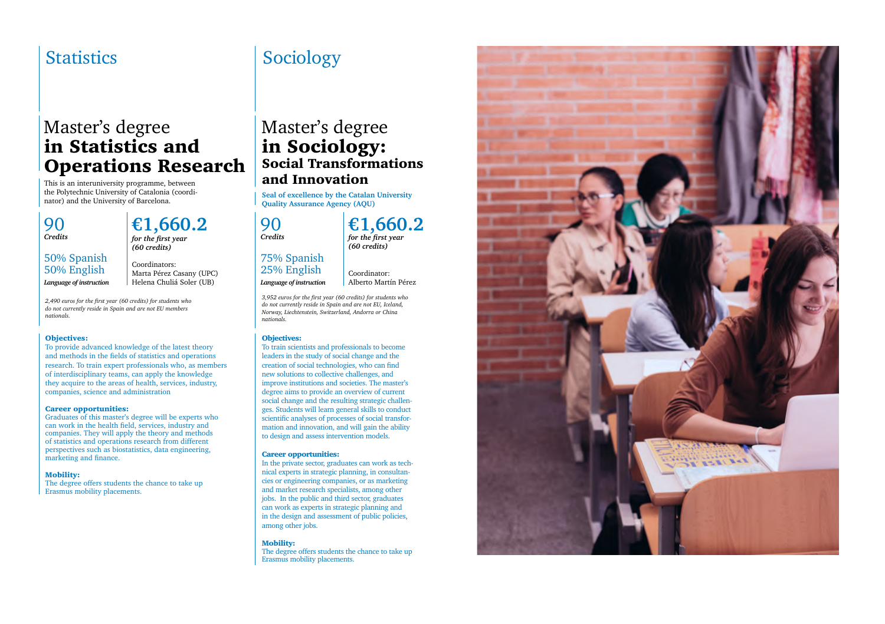# Statistics

## Master's degree **in Statistics and Operations Research**

This is an interuniversity programme, between the Polytechnic University of Catalonia (coordinator) and the University of Barcelona.

90
*Credits*

**€1,660.2**
***for the first year (60 credits)***

50% Spanish
50% English
***Language of instruction***

Coordinators:
Marta Pérez Casany (UPC)
Helena Chuliá Soler (UB)

*2,490 euros for the first year (60 credits) for students who do not currently reside in Spain and are not EU members nationals.*

**Objectives:**
To provide advanced knowledge of the latest theory and methods in the fields of statistics and operations research. To train expert professionals who, as members of interdisciplinary teams, can apply the knowledge they acquire to the areas of health, services, industry, companies, science and administration

**Career opportunities:**
Graduates of this master's degree will be experts who can work in the health field, services, industry and companies. They will apply the theory and methods of statistics and operations research from different perspectives such as biostatistics, data engineering, marketing and finance.

**Mobility:**
The degree offers students the chance to take up Erasmus mobility placements.

# Sociology

## Master's degree **in Sociology: Social Transformations and Innovation**

**Seal of excellence by the Catalan University Quality Assurance Agency (AQU)**

90
*Credits*

**€1,660.2**
***for the first year (60 credits)***

75% Spanish
25% English
***Language of instruction***

Coordinator:
Alberto Martín Pérez

*3,952 euros for the first year (60 credits) for students who do not currently reside in Spain and are not EU, Iceland, Norway, Liechtenstein, Switzerland, Andorra or China nationals.*

**Objectives:**
To train scientists and professionals to become leaders in the study of social change and the creation of social technologies, who can find new solutions to collective challenges, and improve institutions and societies. The master's degree aims to provide an overview of current social change and the resulting strategic challenges. Students will learn general skills to conduct scientific analyses of processes of social transformation and innovation, and will gain the ability to design and assess intervention models.

**Career opportunities:**
In the private sector, graduates can work as technical experts in strategic planning, in consultancies or engineering companies, or as marketing and market research specialists, among other jobs. In the public and third sector, graduates can work as experts in strategic planning and in the design and assessment of public policies, among other jobs.

**Mobility:**
The degree offers students the chance to take up Erasmus mobility placements.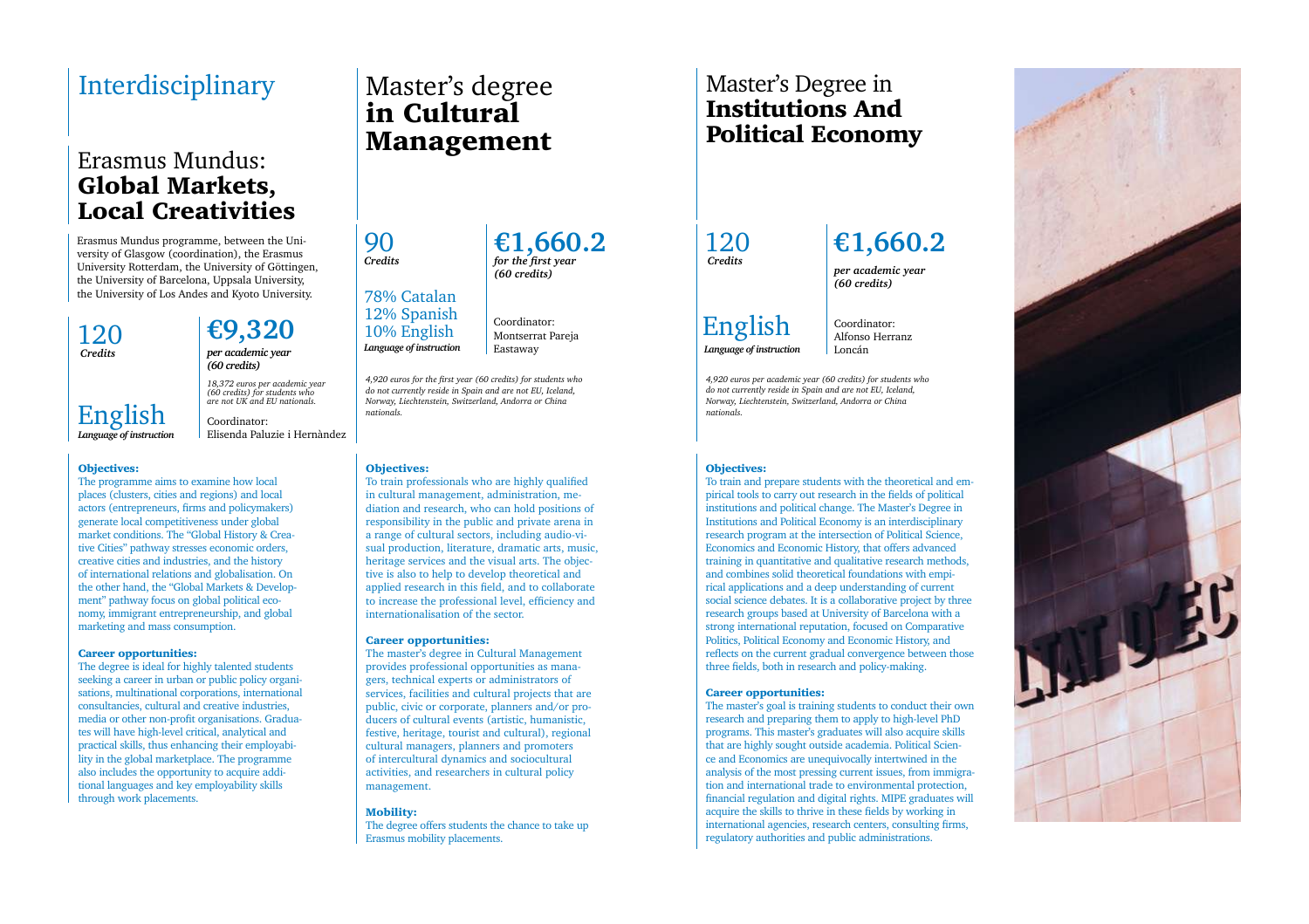# Interdisciplinary

## Erasmus Mundus: **Global Markets, Local Creativities**

Erasmus Mundus programme, between the University of Glasgow (coordination), the Erasmus University Rotterdam, the University of Göttingen, the University of Barcelona, Uppsala University, the University of Los Andes and Kyoto University.

120
*Credits*

**€9,320**
*per academic year (60 credits)*

*18,372 euros per academic year (60 credits) for students who are not UK and EU nationals.*

English
*Language of instruction*

Coordinator:
Elisenda Paluzie i Hernàndez

**Objectives:**

The programme aims to examine how local places (clusters, cities and regions) and local actors (entrepreneurs, firms and policymakers) generate local competitiveness under global market conditions. The "Global History & Creative Cities" pathway stresses economic orders, creative cities and industries, and the history of international relations and globalisation. On the other hand, the "Global Markets & Development" pathway focus on global political economy, immigrant entrepreneurship, and global marketing and mass consumption.

**Career opportunities:**

The degree is ideal for highly talented students seeking a career in urban or public policy organisations, multinational corporations, international consultancies, cultural and creative industries, media or other non-profit organisations. Graduates will have high-level critical, analytical and practical skills, thus enhancing their employability in the global marketplace. The programme also includes the opportunity to acquire additional languages and key employability skills through work placements.

## Master's degree **in Cultural Management**

90
*Credits*

**€1,660.2**
*for the first year (60 credits)*

78% Catalan
12% Spanish
10% English
*Language of instruction*

Coordinator:
Montserrat Pareja Eastaway

*4,920 euros for the first year (60 credits) for students who do not currently reside in Spain and are not EU, Iceland, Norway, Liechtenstein, Switzerland, Andorra or China nationals.*

**Objectives:**

To train professionals who are highly qualified in cultural management, administration, mediation and research, who can hold positions of responsibility in the public and private arena in a range of cultural sectors, including audio-visual production, literature, dramatic arts, music, heritage services and the visual arts. The objective is also to help to develop theoretical and applied research in this field, and to collaborate to increase the professional level, efficiency and internationalisation of the sector.

**Career opportunities:**

The master's degree in Cultural Management provides professional opportunities as managers, technical experts or administrators of services, facilities and cultural projects that are public, civic or corporate, planners and/or producers of cultural events (artistic, humanistic, festive, heritage, tourist and cultural), regional cultural managers, planners and promoters of intercultural dynamics and sociocultural activities, and researchers in cultural policy management.

**Mobility:**

The degree offers students the chance to take up Erasmus mobility placements.

## Master's Degree in **Institutions And Political Economy**

120
*Credits*

**€1,660.2**
*per academic year (60 credits)*

English
*Language of instruction*

Coordinator:
Alfonso Herranz Loncán

*4,920 euros per academic year (60 credits) for students who do not currently reside in Spain and are not EU, Iceland, Norway, Liechtenstein, Switzerland, Andorra or China nationals.*

**Objectives:**

To train and prepare students with the theoretical and empirical tools to carry out research in the fields of political institutions and political change. The Master's Degree in Institutions and Political Economy is an interdisciplinary research program at the intersection of Political Science, Economics and Economic History, that offers advanced training in quantitative and qualitative research methods, and combines solid theoretical foundations with empirical applications and a deep understanding of current social science debates. It is a collaborative project by three research groups based at University of Barcelona with a strong international reputation, focused on Comparative Politics, Political Economy and Economic History, and reflects on the current gradual convergence between those three fields, both in research and policy-making.

**Career opportunities:**

The master's goal is training students to conduct their own research and preparing them to apply to high-level PhD programs. This master's graduates will also acquire skills that are highly sought outside academia. Political Science and Economics are unequivocally intertwined in the analysis of the most pressing current issues, from immigration and international trade to environmental protection, financial regulation and digital rights. MIPE graduates will acquire the skills to thrive in these fields by working in international agencies, research centers, consulting firms, regulatory authorities and public administrations.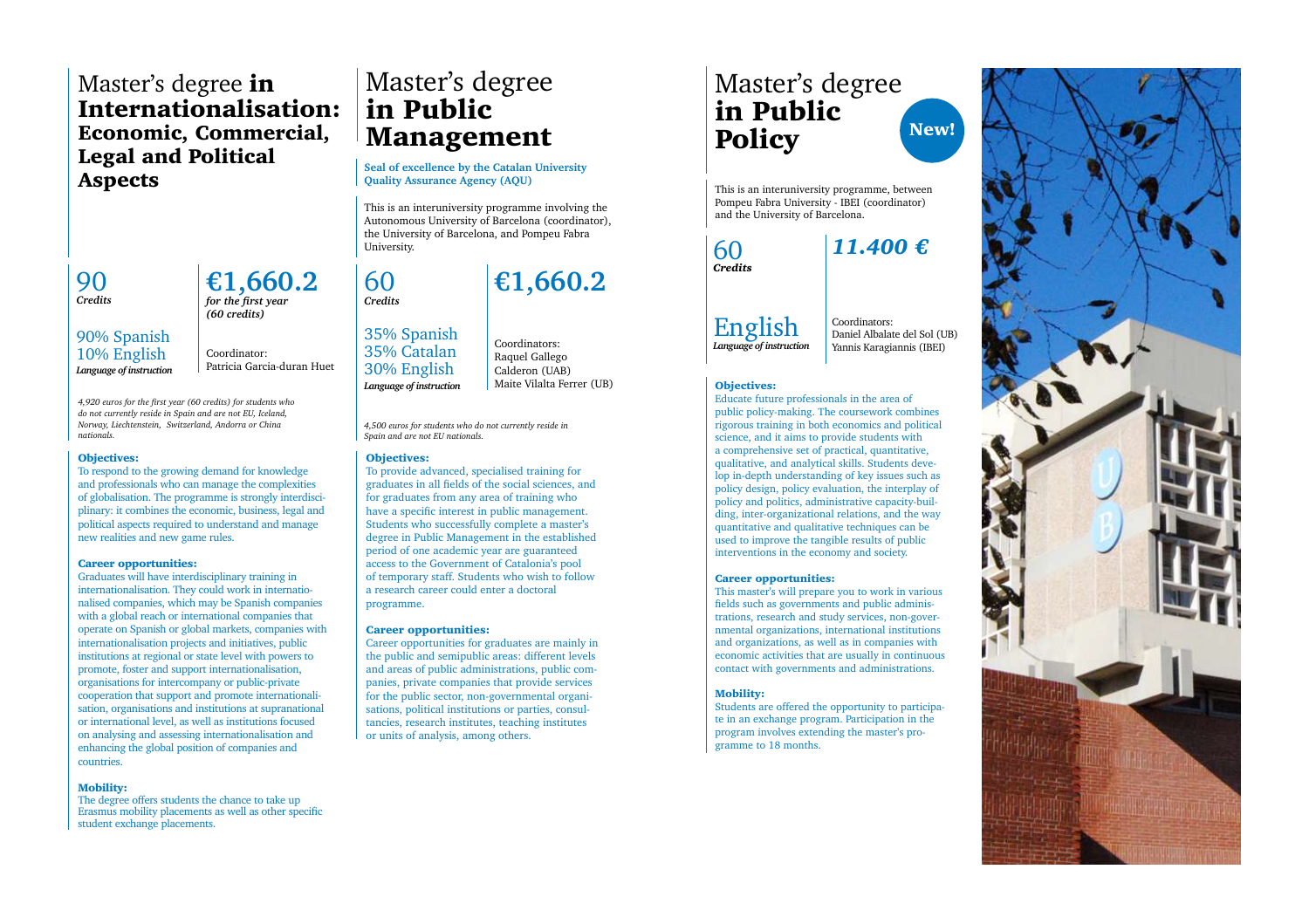# Master's degree **in Internationalisation: Economic, Commercial, Legal and Political Aspects**

90
*Credits*

**€1,660.2**
*for the first year (60 credits)*

90% Spanish
10% English
*Language of instruction*

Coordinator:
Patricia Garcia-duran Huet

*4,920 euros for the first year (60 credits) for students who do not currently reside in Spain and are not EU, Iceland, Norway, Liechtenstein, Switzerland, Andorra or China nationals.*

**Objectives:**

To respond to the growing demand for knowledge and professionals who can manage the complexities of globalisation. The programme is strongly interdisciplinary: it combines the economic, business, legal and political aspects required to understand and manage new realities and new game rules.

**Career opportunities:**

Graduates will have interdisciplinary training in internationalisation. They could work in internationalised companies, which may be Spanish companies with a global reach or international companies that operate on Spanish or global markets, companies with internationalisation projects and initiatives, public institutions at regional or state level with powers to promote, foster and support internationalisation, organisations for intercompany or public-private cooperation that support and promote internationalisation, organisations and institutions at supranational or international level, as well as institutions focused on analysing and assessing internationalisation and enhancing the global position of companies and countries.

**Mobility:**

The degree offers students the chance to take up Erasmus mobility placements as well as other specific student exchange placements.

# Master's degree **in Public Management**

**Seal of excellence by the Catalan University Quality Assurance Agency (AQU)**

This is an interuniversity programme involving the Autonomous University of Barcelona (coordinator), the University of Barcelona, and Pompeu Fabra University.

60
*Credits*

**€1,660.2**

35% Spanish
35% Catalan
30% English
*Language of instruction*

Coordinators:
Raquel Gallego Calderon (UAB)
Maite Vilalta Ferrer (UB)

*4,500 euros for students who do not currently reside in Spain and are not EU nationals.*

**Objectives:**

To provide advanced, specialised training for graduates in all fields of the social sciences, and for graduates from any area of training who have a specific interest in public management. Students who successfully complete a master's degree in Public Management in the established period of one academic year are guaranteed access to the Government of Catalonia's pool of temporary staff. Students who wish to follow a research career could enter a doctoral programme.

**Career opportunities:**

Career opportunities for graduates are mainly in the public and semipublic areas: different levels and areas of public administrations, public companies, private companies that provide services for the public sector, non-governmental organisations, political institutions or parties, consultancies, research institutes, teaching institutes or units of analysis, among others.

# Master's degree **in Public Policy**

**New!**

This is an interuniversity programme, between Pompeu Fabra University - IBEI (coordinator) and the University of Barcelona.

60
*Credits*

***11.400 €***

English
*Language of instruction*

Coordinators:
Daniel Albalate del Sol (UB)
Yannis Karagiannis (IBEI)

**Objectives:**

Educate future professionals in the area of public policy-making. The coursework combines rigorous training in both economics and political science, and it aims to provide students with a comprehensive set of practical, quantitative, qualitative, and analytical skills. Students develop in-depth understanding of key issues such as policy design, policy evaluation, the interplay of policy and politics, administrative capacity-building, inter-organizational relations, and the way quantitative and qualitative techniques can be used to improve the tangible results of public interventions in the economy and society.

**Career opportunities:**

This master's will prepare you to work in various fields such as governments and public administrations, research and study services, non-governmental organizations, international institutions and organizations, as well as in companies with economic activities that are usually in continuous contact with governments and administrations.

**Mobility:**

Students are offered the opportunity to participate in an exchange program. Participation in the program involves extending the master's programme to 18 months.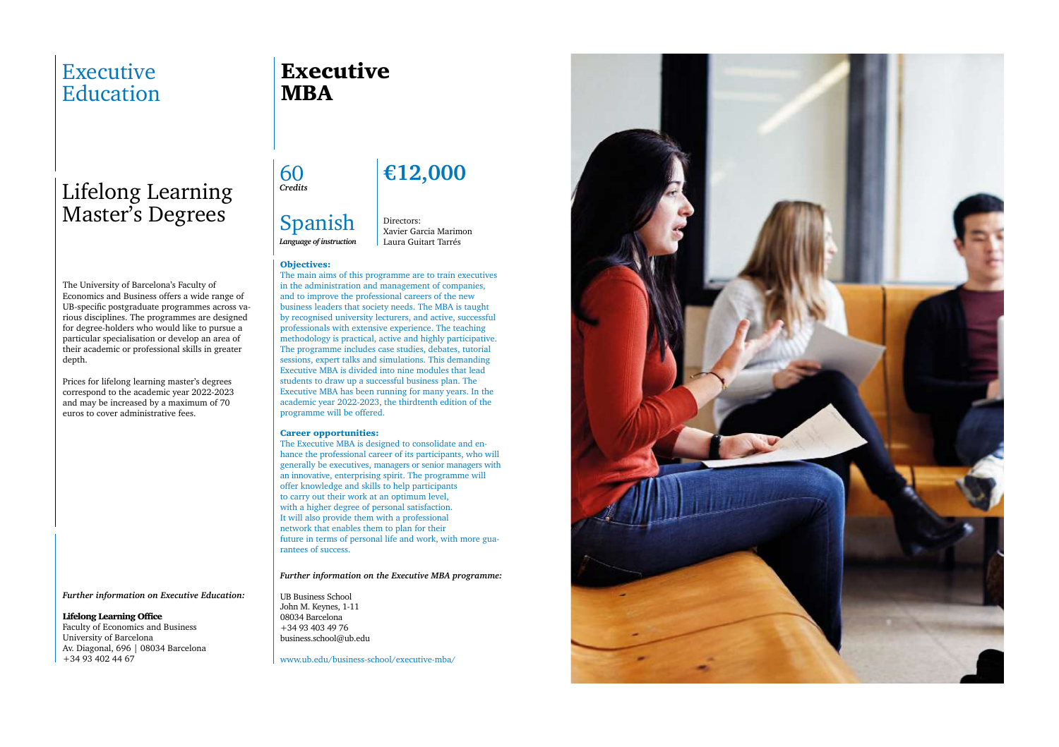# Executive Education

## Lifelong Learning Master's Degrees

The University of Barcelona's Faculty of Economics and Business offers a wide range of UB-specific postgraduate programmes across various disciplines. The programmes are designed for degree-holders who would like to pursue a particular specialisation or develop an area of their academic or professional skills in greater depth.

Prices for lifelong learning master's degrees correspond to the academic year 2022-2023 and may be increased by a maximum of 70 euros to cover administrative fees.

*Further information on Executive Education:*

**Lifelong Learning Office**
Faculty of Economics and Business
University of Barcelona
Av. Diagonal, 696 | 08034 Barcelona
+34 93 402 44 67

# Executive MBA

60
*Credits*

**€12,000**

Spanish
*Language of instruction*

Directors:
Xavier Garcia Marimon
Laura Guitart Tarrés

**Objectives:**

The main aims of this programme are to train executives in the administration and management of companies, and to improve the professional careers of the new business leaders that society needs. The MBA is taught by recognised university lecturers, and active, successful professionals with extensive experience. The teaching methodology is practical, active and highly participative. The programme includes case studies, debates, tutorial sessions, expert talks and simulations. This demanding Executive MBA is divided into nine modules that lead students to draw up a successful business plan. The Executive MBA has been running for many years. In the academic year 2022-2023, the thirdtenth edition of the programme will be offered.

**Career opportunities:**

The Executive MBA is designed to consolidate and enhance the professional career of its participants, who will generally be executives, managers or senior managers with an innovative, enterprising spirit. The programme will offer knowledge and skills to help participants to carry out their work at an optimum level, with a higher degree of personal satisfaction. It will also provide them with a professional network that enables them to plan for their future in terms of personal life and work, with more guarantees of success.

*Further information on the Executive MBA programme:*

UB Business School
John M. Keynes, 1-11
08034 Barcelona
+34 93 403 49 76
business.school@ub.edu

www.ub.edu/business-school/executive-mba/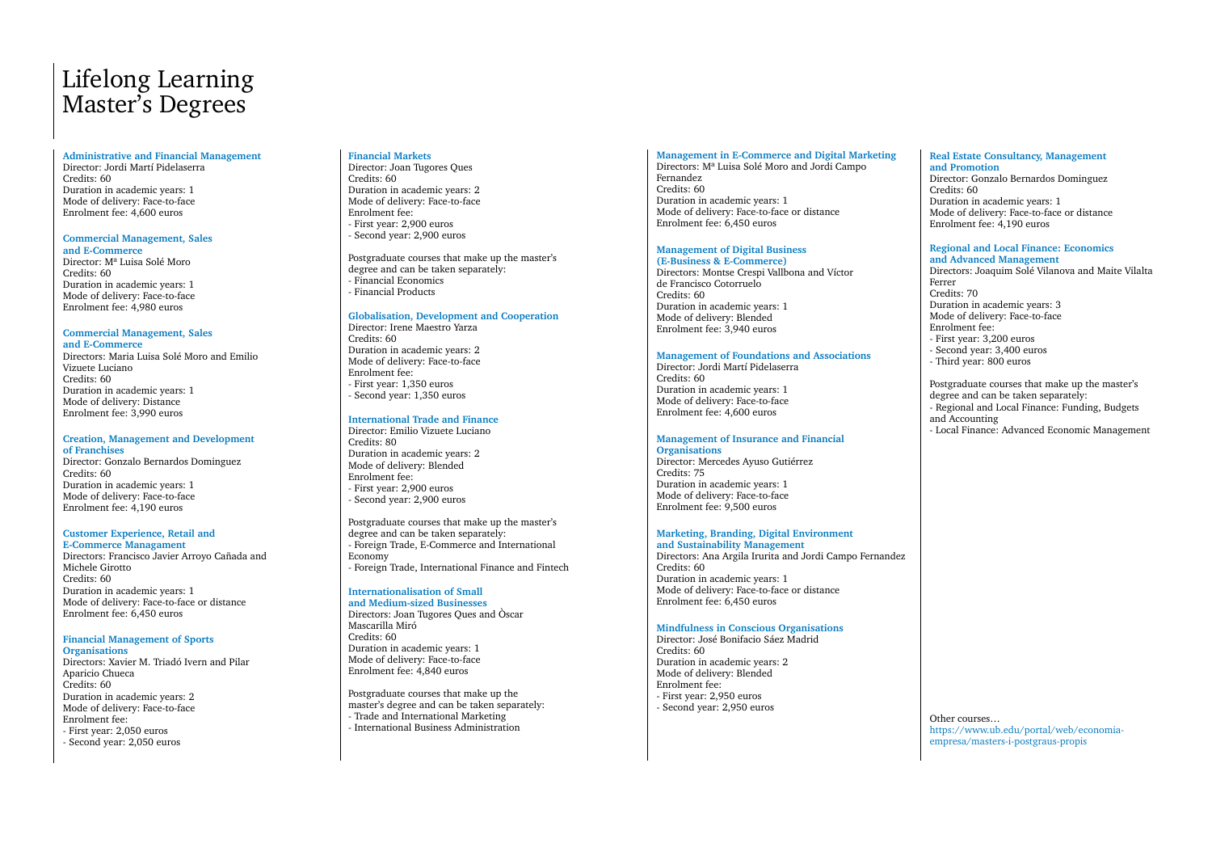# Lifelong Learning Master's Degrees

### Administrative and Financial Management

Director: Jordi Martí Pidelaserra
Credits: 60
Duration in academic years: 1
Mode of delivery: Face-to-face
Enrolment fee: 4,600 euros

### Commercial Management, Sales and E-Commerce

Director: Mª Luisa Solé Moro
Credits: 60
Duration in academic years: 1
Mode of delivery: Face-to-face
Enrolment fee: 4,980 euros

### Commercial Management, Sales and E-Commerce

Directors: Maria Luisa Solé Moro and Emilio Vizuete Luciano
Credits: 60
Duration in academic years: 1
Mode of delivery: Distance
Enrolment fee: 3,990 euros

### Creation, Management and Development of Franchises

Director: Gonzalo Bernardos Dominguez
Credits: 60
Duration in academic years: 1
Mode of delivery: Face-to-face
Enrolment fee: 4,190 euros

### Customer Experience, Retail and E-Commerce Managament

Directors: Francisco Javier Arroyo Cañada and Michele Girotto
Credits: 60
Duration in academic years: 1
Mode of delivery: Face-to-face or distance
Enrolment fee: 6,450 euros

### Financial Management of Sports Organisations

Directors: Xavier M. Triadó Ivern and Pilar Aparicio Chueca
Credits: 60
Duration in academic years: 2
Mode of delivery: Face-to-face
Enrolment fee:
- First year: 2,050 euros
- Second year: 2,050 euros

### Financial Markets

Director: Joan Tugores Ques
Credits: 60
Duration in academic years: 2
Mode of delivery: Face-to-face
Enrolment fee:
- First year: 2,900 euros
- Second year: 2,900 euros

Postgraduate courses that make up the master's degree and can be taken separately:
- Financial Economics
- Financial Products

### Globalisation, Development and Cooperation

Director: Irene Maestro Yarza
Credits: 60
Duration in academic years: 2
Mode of delivery: Face-to-face
Enrolment fee:
- First year: 1,350 euros
- Second year: 1,350 euros

### International Trade and Finance

Director: Emilio Vizuete Luciano
Credits: 80
Duration in academic years: 2
Mode of delivery: Blended
Enrolment fee:
- First year: 2,900 euros
- Second year: 2,900 euros

Postgraduate courses that make up the master's degree and can be taken separately:
- Foreign Trade, E-Commerce and International Economy
- Foreign Trade, International Finance and Fintech

### Internationalisation of Small and Medium-sized Businesses

Directors: Joan Tugores Ques and Òscar Mascarilla Miró
Credits: 60
Duration in academic years: 1
Mode of delivery: Face-to-face
Enrolment fee: 4,840 euros

Postgraduate courses that make up the master's degree and can be taken separately:
- Trade and International Marketing
- International Business Administration

### Management in E-Commerce and Digital Marketing

Directors: Mª Luisa Solé Moro and Jordi Campo Fernandez
Credits: 60
Duration in academic years: 1
Mode of delivery: Face-to-face or distance
Enrolment fee: 6,450 euros

### Management of Digital Business (E-Business & E-Commerce)

Directors: Montse Crespi Vallbona and Víctor de Francisco Cotorruelo
Credits: 60
Duration in academic years: 1
Mode of delivery: Blended
Enrolment fee: 3,940 euros

### Management of Foundations and Associations

Director: Jordi Martí Pidelaserra
Credits: 60
Duration in academic years: 1
Mode of delivery: Face-to-face
Enrolment fee: 4,600 euros

### Management of Insurance and Financial Organisations

Director: Mercedes Ayuso Gutiérrez
Credits: 75
Duration in academic years: 1
Mode of delivery: Face-to-face
Enrolment fee: 9,500 euros

### Marketing, Branding, Digital Environment and Sustainability Management

Directors: Ana Argila Irurita and Jordi Campo Fernandez
Credits: 60
Duration in academic years: 1
Mode of delivery: Face-to-face or distance
Enrolment fee: 6,450 euros

### Mindfulness in Conscious Organisations

Director: José Bonifacio Sáez Madrid
Credits: 60
Duration in academic years: 2
Mode of delivery: Blended
Enrolment fee:
- First year: 2,950 euros
- Second year: 2,950 euros

### Real Estate Consultancy, Management and Promotion

Director: Gonzalo Bernardos Dominguez
Credits: 60
Duration in academic years: 1
Mode of delivery: Face-to-face or distance
Enrolment fee: 4,190 euros

### Regional and Local Finance: Economics and Advanced Management

Directors: Joaquim Solé Vilanova and Maite Vilalta Ferrer
Credits: 70
Duration in academic years: 3
Mode of delivery: Face-to-face
Enrolment fee:
- First year: 3,200 euros
- Second year: 3,400 euros
- Third year: 800 euros

Postgraduate courses that make up the master's degree and can be taken separately:
- Regional and Local Finance: Funding, Budgets and Accounting
- Local Finance: Advanced Economic Management

Other courses…
https://www.ub.edu/portal/web/economia-empresa/masters-i-postgraus-propis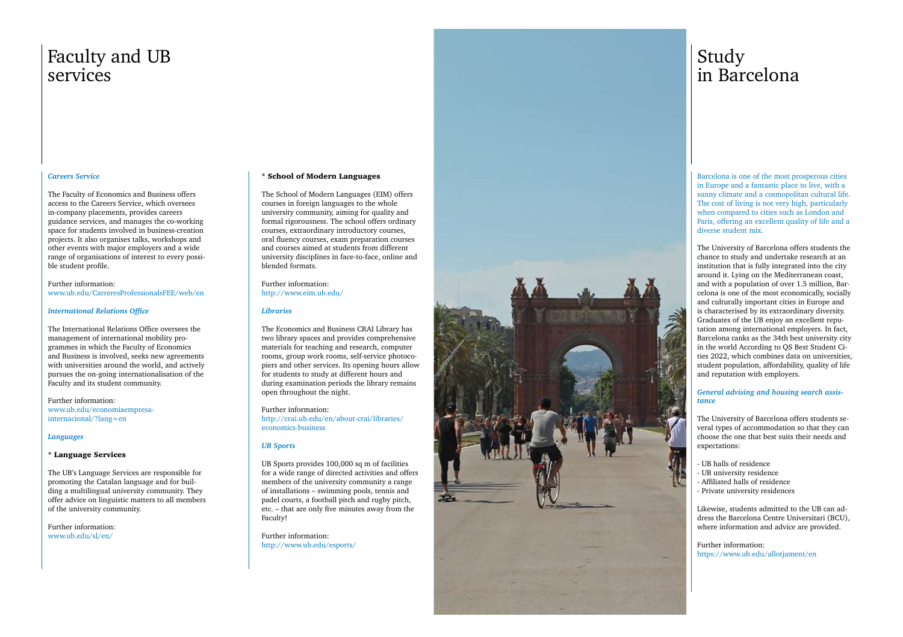# Faculty and UB services

*Careers Service*

The Faculty of Economics and Business offers access to the Careers Service, which oversees in-company placements, provides careers guidance services, and manages the co-working space for students involved in business-creation projects. It also organises talks, workshops and other events with major employers and a wide range of organisations of interest to every possible student profile.

Further information:
www.ub.edu/CarreresProfessionalsFEE/web/en

*International Relations Office*

The International Relations Office oversees the management of international mobility programmes in which the Faculty of Economics and Business is involved, seeks new agreements with universities around the world, and actively pursues the on-going internationalisation of the Faculty and its student community.

Further information:
www.ub.edu/economiaempresa-internacional/?lang=en

*Languages*

**\* Language Services**

The UB's Language Services are responsible for promoting the Catalan language and for building a multilingual university community. They offer advice on linguistic matters to all members of the university community.

Further information:
www.ub.edu/sl/en/

**\* School of Modern Languages**

The School of Modern Languages (EIM) offers courses in foreign languages to the whole university community, aiming for quality and formal rigorousness. The school offers ordinary courses, extraordinary introductory courses, oral fluency courses, exam preparation courses and courses aimed at students from different university disciplines in face-to-face, online and blended formats.

Further information:
http://www.eim.ub.edu/

*Libraries*

The Economics and Business CRAI Library has two library spaces and provides comprehensive materials for teaching and research, computer rooms, group work rooms, self-service photocopiers and other services. Its opening hours allow for students to study at different hours and during examination periods the library remains open throughout the night.

Further information:
http://crai.ub.edu/en/about-crai/libraries/economics-business

*UB Sports*

UB Sports provides 100,000 sq m of facilities for a wide range of directed activities and offers members of the university community a range of installations – swimming pools, tennis and padel courts, a football pitch and rugby pitch, etc. – that are only five minutes away from the Faculty!

Further information:
http://www.ub.edu/esports/

# Study in Barcelona

Barcelona is one of the most prosperous cities in Europe and a fantastic place to live, with a sunny climate and a cosmopolitan cultural life. The cost of living is not very high, particularly when compared to cities such as London and Paris, offering an excellent quality of life and a diverse student mix.

The University of Barcelona offers students the chance to study and undertake research at an institution that is fully integrated into the city around it. Lying on the Mediterranean coast, and with a population of over 1.5 million, Barcelona is one of the most economically, socially and culturally important cities in Europe and is characterised by its extraordinary diversity. Graduates of the UB enjoy an excellent reputation among international employers. In fact, Barcelona ranks as the 34th best university city in the world According to QS Best Student Cities 2022, which combines data on universities, student population, affordability, quality of life and reputation with employers.

*General advising and housing search assistance*

The University of Barcelona offers students several types of accommodation so that they can choose the one that best suits their needs and expectations:

- UB halls of residence
- UB university residence
- Affiliated halls of residence
- Private university residences

Likewise, students admitted to the UB can address the Barcelona Centre Universitari (BCU), where information and advice are provided.

Further information:
https://www.ub.edu/allotjament/en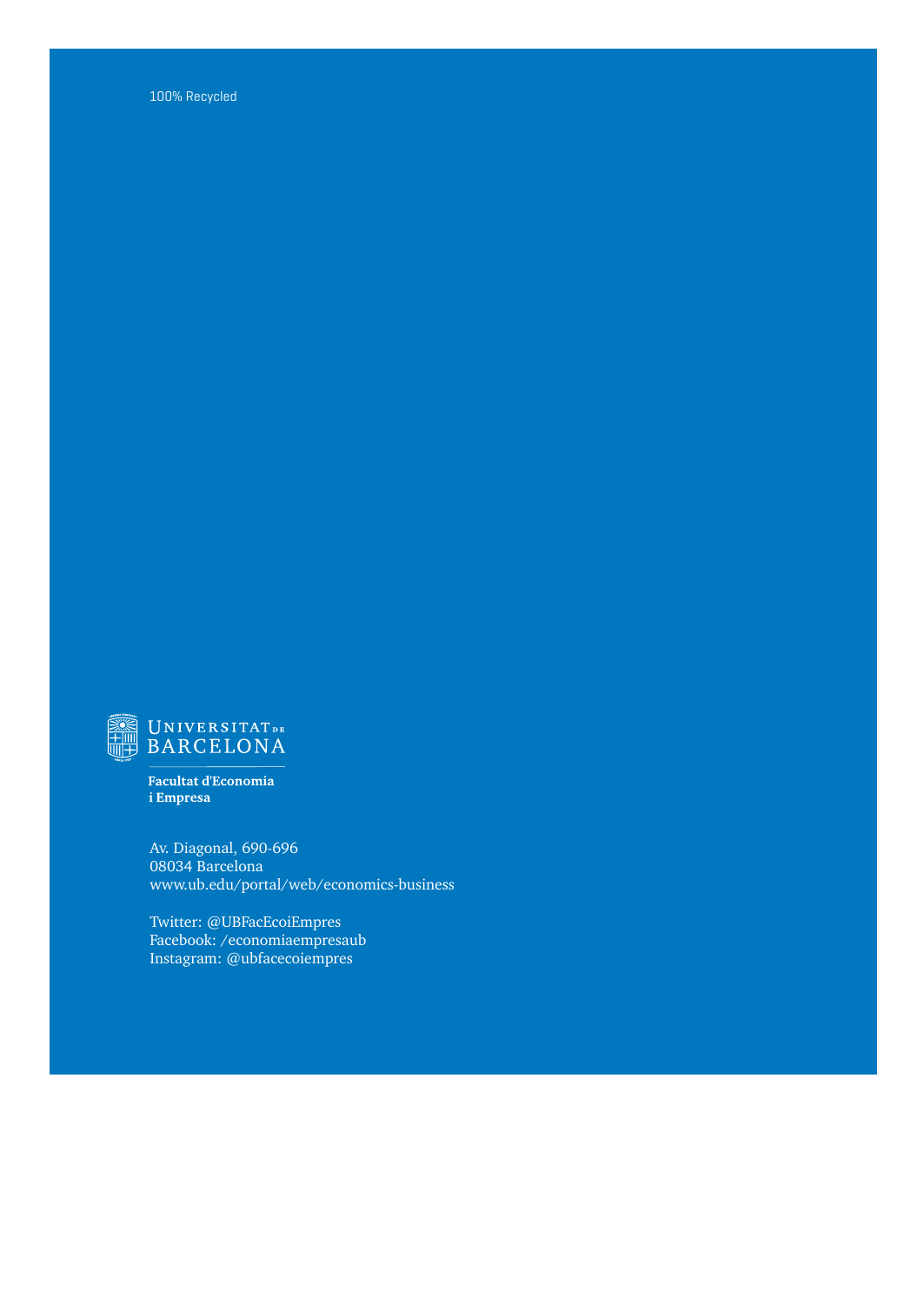100% Recycled

UNIVERSITAT DE BARCELONA

**Facultat d'Economia i Empresa**

Av. Diagonal, 690-696
08034 Barcelona
www.ub.edu/portal/web/economics-business

Twitter: @UBFacEcoiEmpres
Facebook: /economiaempresaub
Instagram: @ubfacecoiempres